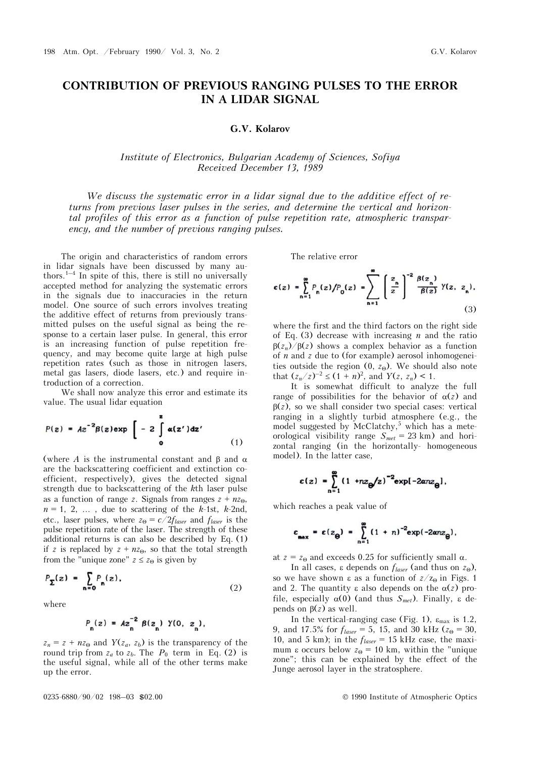# CONTRIBUTION OF PREVIOUS RANGING PULSES TO THE ERROR IN A LIDAR SIGNAL

**G.V. Kolarov**

*Institute of Electronics, Bulgarian Academy of Sciences, Sofiya*
*Received December 13, 1989*

*We discuss the systematic error in a lidar signal due to the additive effect of returns from previous laser pulses in the series, and determine the vertical and horizontal profiles of this error as a function of pulse repetition rate, atmospheric transparency, and the number of previous ranging pulses.*

The origin and characteristics of random errors in lidar signals have been discussed by many authors.[1–4] In spite of this, there is still no universally accepted method for analyzing the systematic errors in the signals due to inaccuracies in the return model. One source of such errors involves treating the additive effect of returns from previously transmitted pulses on the useful signal as being the response to a certain laser pulse. In general, this error is an increasing function of pulse repetition frequency, and may become quite large at high pulse repetition rates (such as those in nitrogen lasers, metal gas lasers, diode lasers, etc.) and require introduction of a correction.

We shall now analyze this error and estimate its value. The usual lidar equation

$$P(z) = Az^{-2}\beta(z)\exp\left[-2\int_0^z \alpha(z')dz'\right] \tag{1}$$

(where $A$ is the instrumental constant and $\beta$ and $\alpha$ are the backscattering coefficient and extinction coefficient, respectively), gives the detected signal strength due to backscattering of the $k$th laser pulse as a function of range $z$. Signals from ranges $z + nz_\Theta$, $n = 1, 2, \ldots$, due to scattering of the $k$-1st, $k$-2nd, etc., laser pulses, where $z_\Theta = c/2f_{laser}$ and $f_{laser}$ is the pulse repetition rate of the laser. The strength of these additional returns is can also be described by Eq. (1) if $z$ is replaced by $z + nz_\Theta$, so that the total strength from the "unique zone" $z \le z_\Theta$ is given by

$$P_\Sigma(z) = \sum_{n=0} P_n(z), \tag{2}$$

where

$$P_n(z) = Az_n^{-2}\,\beta(z_n)\,Y(0,\ z_n),$$

$z_n = z + nz_\Theta$ and $Y(z_a, z_b)$ is the transparency of the round trip from $z_a$ to $z_b$. The $P_0$ term in Eq. (2) is the useful signal, while all of the other terms make up the error.

The relative error

$$\varepsilon(z) = \sum_{n=1}^{\infty} P_n(z)/P_0(z) = \sum_{n=1}^{\infty}\left[\frac{z_n}{z}\right]^{-2}\frac{\beta(z_n)}{\beta(z)}\,Y(z,\ z_n), \tag{3}$$

where the first and the third factors on the right side of Eq. (3) decrease with increasing $n$ and the ratio $\beta(z_n)/\beta(z)$ shows a complex behavior as a function of $n$ and $z$ due to (for example) aerosol inhomogeneities outside the region $(0, z_\Theta)$. We should also note that $(z_n/z)^{-2} \le (1 + n)^2$, and $Y(z, z_n) < 1$.

It is somewhat difficult to analyze the full range of possibilities for the behavior of $\alpha(z)$ and $\beta(z)$, so we shall consider two special cases: vertical ranging in a slightly turbid atmosphere (e.g., the model suggested by McClatchy,[5] which has a meteorological visibility range $S_{met} = 23$ km) and horizontal ranging (in the horizontally- homogeneous model). In the latter case,

$$\varepsilon(z) = \sum_{n=1}^{\infty}(1 + nz_\Theta/z)^{-2}\exp[-2\alpha nz_\Theta],$$

which reaches a peak value of

$$\varepsilon_{max} = \varepsilon(z_\Theta) = \sum_{n=1}^{\infty}(1 + n)^{-2}\exp(-2\alpha nz_\Theta),$$

at $z = z_\Theta$ and exceeds 0.25 for sufficiently small $\alpha$.

In all cases, $\varepsilon$ depends on $f_{laser}$ (and thus on $z_\Theta$), so we have shown $\varepsilon$ as a function of $z/z_\Theta$ in Figs. 1 and 2. The quantity $\varepsilon$ also depends on the $\alpha(z)$ profile, especially $\alpha(0)$ (and thus $S_{met}$). Finally, $\varepsilon$ depends on $\beta(z)$ as well.

In the vertical-ranging case (Fig. 1), $\varepsilon_{max}$ is 1.2, 9, and 17.5% for $f_{laser}$ = 5, 15, and 30 kHz ($z_\Theta$ = 30, 10, and 5 km); in the $f_{laser}$ = 15 kHz case, the maximum $\varepsilon$ occurs below $z_\Theta$ = 10 km, within the "unique zone"; this can be explained by the effect of the Junge aerosol layer in the stratosphere.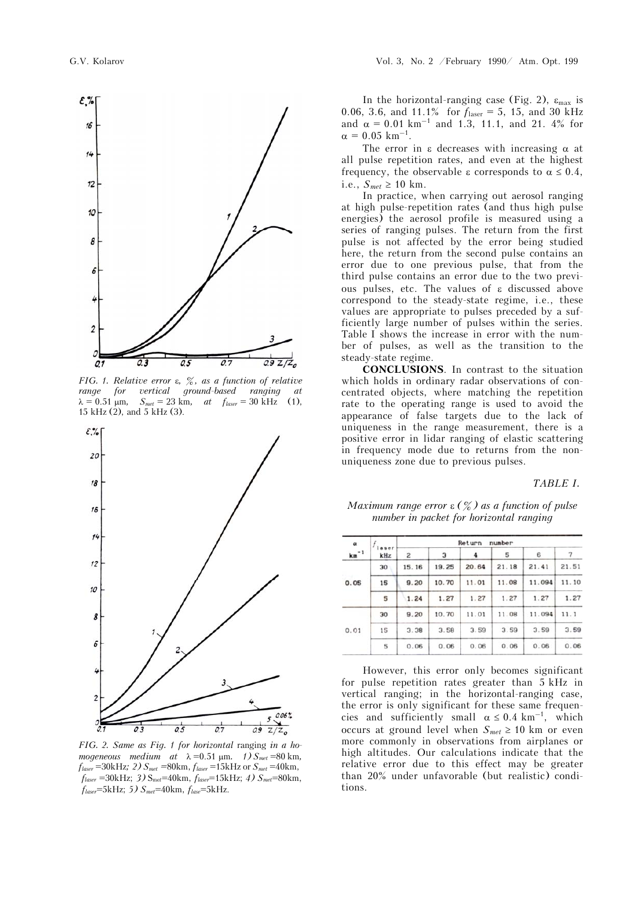FIG. 1. Relative error $\varepsilon$, %, as a function of relative range for vertical ground-based ranging at $\lambda = 0.51$ μm, $S_{met} = 23$ km, at $f_{laser} = 30$ kHz (1), 15 kHz (2), and 5 kHz (3).

FIG. 2. Same as Fig. 1 for horizontal ranging in a homogeneous medium at $\lambda = 0.51$ μm. *1)* $S_{met} = 80$ km, $f_{laser} = 30$kHz; *2)* $S_{met} = 80$km, $f_{laser} = 15$kHz or $S_{met} = 40$km, $f_{laser} = 30$kHz; *3)* $S_{met} = 40$km, $f_{laser} = 15$kHz; *4)* $S_{met} = 80$km, $f_{laser} = 5$kHz; *5)* $S_{met} = 40$km, $f_{lase} = 5$kHz.

In the horizontal-ranging case (Fig. 2), $\varepsilon_{max}$ is 0.06, 3.6, and 11.1% for $f_{laser} = 5$, 15, and 30 kHz and $\alpha = 0.01$ km$^{-1}$ and 1.3, 11.1, and 21. 4% for $\alpha = 0.05$ km$^{-1}$.

The error in $\varepsilon$ decreases with increasing $\alpha$ at all pulse repetition rates, and even at the highest frequency, the observable $\varepsilon$ corresponds to $\alpha \le 0.4$, i.e., $S_{met} \ge 10$ km.

In practice, when carrying out aerosol ranging at high pulse-repetition rates (and thus high pulse energies) the aerosol profile is measured using a series of ranging pulses. The return from the first pulse is not affected by the error being studied here, the return from the second pulse contains an error due to one previous pulse, that from the third pulse contains an error due to the two previous pulses, etc. The values of $\varepsilon$ discussed above correspond to the steady-state regime, i.e., these values are appropriate to pulses preceded by a sufficiently large number of pulses within the series. Table I shows the increase in error with the number of pulses, as well as the transition to the steady-state regime.

**CONCLUSIONS**. In contrast to the situation which holds in ordinary radar observations of concentrated objects, where matching the repetition rate to the operating range is used to avoid the appearance of false targets due to the lack of uniqueness in the range measurement, there is a positive error in lidar ranging of elastic scattering in frequency mode due to returns from the nonuniqueness zone due to previous pulses.

*TABLE I.*

*Maximum range error $\varepsilon$ (%) as a function of pulse number in packet for horizontal ranging*

| $\alpha$ km$^{-1}$ | $f_{laser}$ kHz | Return number | | | | | |
|---|---|---|---|---|---|---|---|
| | | 2 | 3 | 4 | 5 | 6 | 7 |
| 0.05 | 30 | 15.16 | 19.25 | 20.64 | 21.18 | 21.41 | 21.51 |
| | 15 | 9.20 | 10.70 | 11.01 | 11.08 | 11.094 | 11.10 |
| | 5 | 1.24 | 1.27 | 1.27 | 1.27 | 1.27 | 1.27 |
| 0.01 | 30 | 9.20 | 10.70 | 11.01 | 11.08 | 11.094 | 11.1 |
| | 15 | 3.38 | 3.58 | 3.59 | 3.59 | 3.59 | 3.59 |
| | 5 | 0.06 | 0.06 | 0.06 | 0.06 | 0.06 | 0.06 |

However, this error only becomes significant for pulse repetition rates greater than 5 kHz in vertical ranging; in the horizontal-ranging case, the error is only significant for these same frequencies and sufficiently small $\alpha \le 0.4$ km$^{-1}$, which occurs at ground level when $S_{met} \ge 10$ km or even more commonly in observations from airplanes or high altitudes. Our calculations indicate that the relative error due to this effect may be greater than 20% under unfavorable (but realistic) conditions.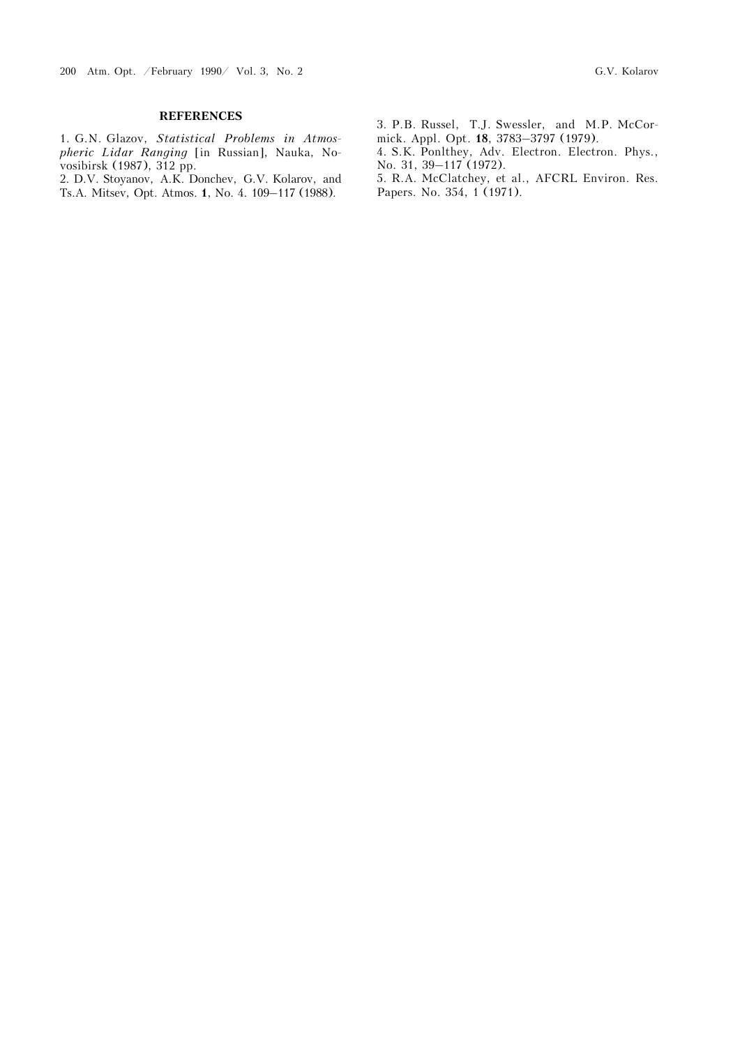## REFERENCES

1. G.N. Glazov, *Statistical Problems in Atmospheric Lidar Ranging* [in Russian], Nauka, Novosibirsk (1987), 312 pp.
2. D.V. Stoyanov, A.K. Donchev, G.V. Kolarov, and Ts.A. Mitsev, Opt. Atmos. **1**, No. 4. 109–117 (1988).
3. P.B. Russel, T.J. Swessler, and M.P. McCormick. Appl. Opt. **18**, 3783–3797 (1979).
4. S.K. Ponlthey, Adv. Electron. Electron. Phys., No. 31, 39–117 (1972).
5. R.A. McClatchey, et al., AFCRL Environ. Res. Papers. No. 354, 1 (1971).